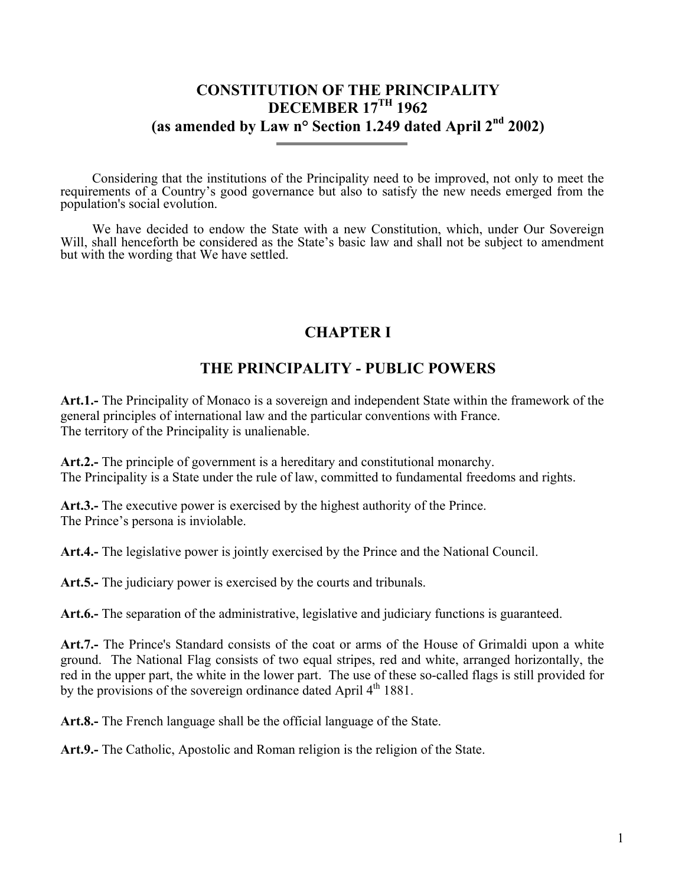# CONSTITUTION OF THE PRINCIPALITY DECEMBER 17TH 1962 (as amended by Law n° Section 1.249 dated April 2nd 2002)

Considering that the institutions of the Principality need to be improved, not only to meet the requirements of a Country's good governance but also to satisfy the new needs emerged from the population's social evolution.

We have decided to endow the State with a new Constitution, which, under Our Sovereign Will, shall henceforth be considered as the State's basic law and shall not be subject to amendment but with the wording that We have settled.

## CHAPTER I

## THE PRINCIPALITY - PUBLIC POWERS

**Art.1.-** The Principality of Monaco is a sovereign and independent State within the framework of the general principles of international law and the particular conventions with France.
The territory of the Principality is unalienable.

**Art.2.-** The principle of government is a hereditary and constitutional monarchy.
The Principality is a State under the rule of law, committed to fundamental freedoms and rights.

**Art.3.-** The executive power is exercised by the highest authority of the Prince.
The Prince's persona is inviolable.

**Art.4.-** The legislative power is jointly exercised by the Prince and the National Council.

**Art.5.-** The judiciary power is exercised by the courts and tribunals.

**Art.6.-** The separation of the administrative, legislative and judiciary functions is guaranteed.

**Art.7.-** The Prince's Standard consists of the coat or arms of the House of Grimaldi upon a white ground. The National Flag consists of two equal stripes, red and white, arranged horizontally, the red in the upper part, the white in the lower part. The use of these so-called flags is still provided for by the provisions of the sovereign ordinance dated April 4th 1881.

**Art.8.-** The French language shall be the official language of the State.

**Art.9.-** The Catholic, Apostolic and Roman religion is the religion of the State.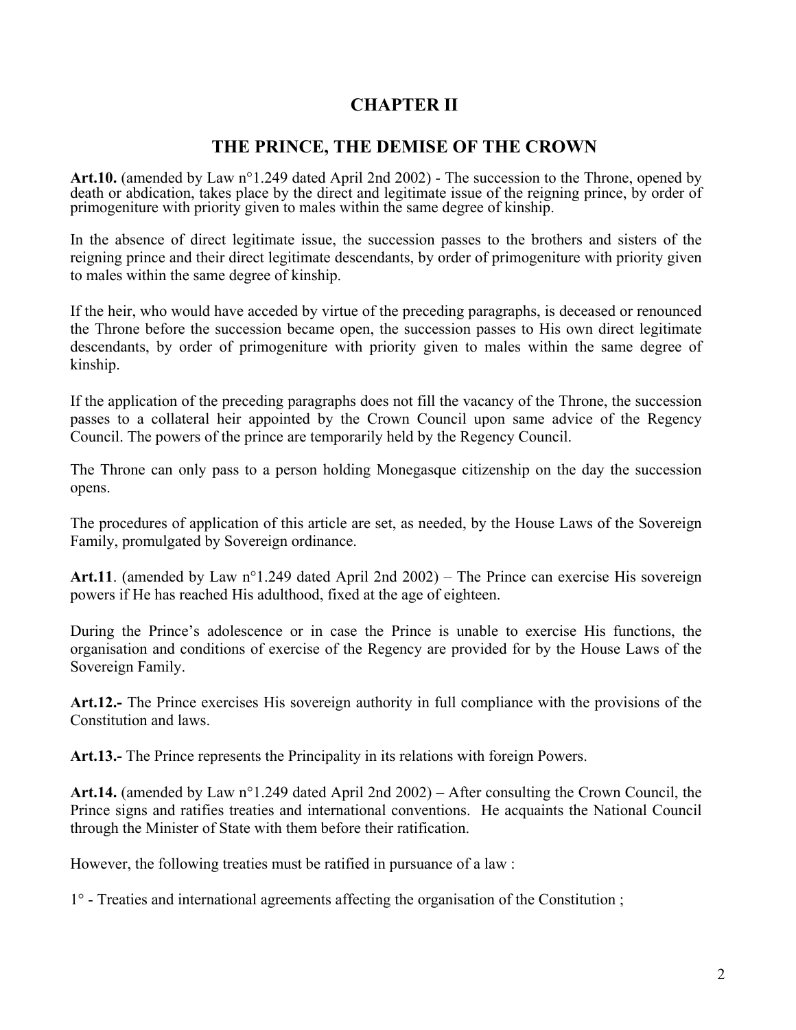## CHAPTER II

## THE PRINCE, THE DEMISE OF THE CROWN

**Art.10.** (amended by Law n°1.249 dated April 2nd 2002) - The succession to the Throne, opened by death or abdication, takes place by the direct and legitimate issue of the reigning prince, by order of primogeniture with priority given to males within the same degree of kinship.

In the absence of direct legitimate issue, the succession passes to the brothers and sisters of the reigning prince and their direct legitimate descendants, by order of primogeniture with priority given to males within the same degree of kinship.

If the heir, who would have acceded by virtue of the preceding paragraphs, is deceased or renounced the Throne before the succession became open, the succession passes to His own direct legitimate descendants, by order of primogeniture with priority given to males within the same degree of kinship.

If the application of the preceding paragraphs does not fill the vacancy of the Throne, the succession passes to a collateral heir appointed by the Crown Council upon same advice of the Regency Council. The powers of the prince are temporarily held by the Regency Council.

The Throne can only pass to a person holding Monegasque citizenship on the day the succession opens.

The procedures of application of this article are set, as needed, by the House Laws of the Sovereign Family, promulgated by Sovereign ordinance.

**Art.11**. (amended by Law n°1.249 dated April 2nd 2002) – The Prince can exercise His sovereign powers if He has reached His adulthood, fixed at the age of eighteen.

During the Prince's adolescence or in case the Prince is unable to exercise His functions, the organisation and conditions of exercise of the Regency are provided for by the House Laws of the Sovereign Family.

**Art.12.-** The Prince exercises His sovereign authority in full compliance with the provisions of the Constitution and laws.

**Art.13.-** The Prince represents the Principality in its relations with foreign Powers.

**Art.14.** (amended by Law n°1.249 dated April 2nd 2002) – After consulting the Crown Council, the Prince signs and ratifies treaties and international conventions. He acquaints the National Council through the Minister of State with them before their ratification.

However, the following treaties must be ratified in pursuance of a law :

1° - Treaties and international agreements affecting the organisation of the Constitution ;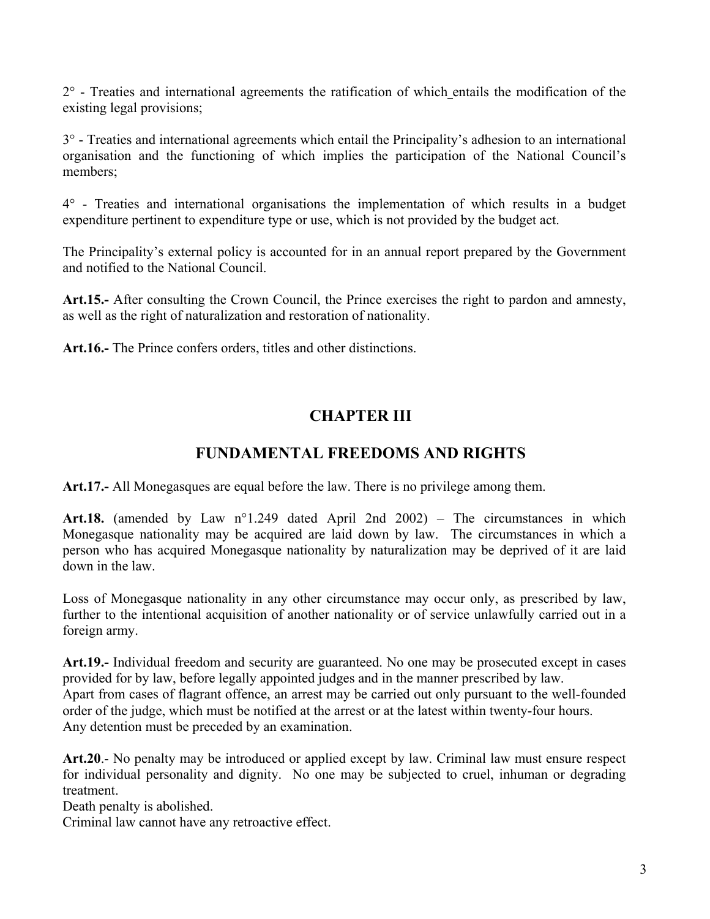2° - Treaties and international agreements the ratification of which entails the modification of the existing legal provisions;

3° - Treaties and international agreements which entail the Principality's adhesion to an international organisation and the functioning of which implies the participation of the National Council's members;

4° - Treaties and international organisations the implementation of which results in a budget expenditure pertinent to expenditure type or use, which is not provided by the budget act.

The Principality's external policy is accounted for in an annual report prepared by the Government and notified to the National Council.

**Art.15.-** After consulting the Crown Council, the Prince exercises the right to pardon and amnesty, as well as the right of naturalization and restoration of nationality.

**Art.16.-** The Prince confers orders, titles and other distinctions.

## CHAPTER III

## FUNDAMENTAL FREEDOMS AND RIGHTS

**Art.17.-** All Monegasques are equal before the law. There is no privilege among them.

**Art.18.** (amended by Law n°1.249 dated April 2nd 2002) – The circumstances in which Monegasque nationality may be acquired are laid down by law. The circumstances in which a person who has acquired Monegasque nationality by naturalization may be deprived of it are laid down in the law.

Loss of Monegasque nationality in any other circumstance may occur only, as prescribed by law, further to the intentional acquisition of another nationality or of service unlawfully carried out in a foreign army.

**Art.19.-** Individual freedom and security are guaranteed. No one may be prosecuted except in cases provided for by law, before legally appointed judges and in the manner prescribed by law.
Apart from cases of flagrant offence, an arrest may be carried out only pursuant to the well-founded order of the judge, which must be notified at the arrest or at the latest within twenty-four hours.
Any detention must be preceded by an examination.

**Art.20**.- No penalty may be introduced or applied except by law. Criminal law must ensure respect for individual personality and dignity. No one may be subjected to cruel, inhuman or degrading treatment.
Death penalty is abolished.
Criminal law cannot have any retroactive effect.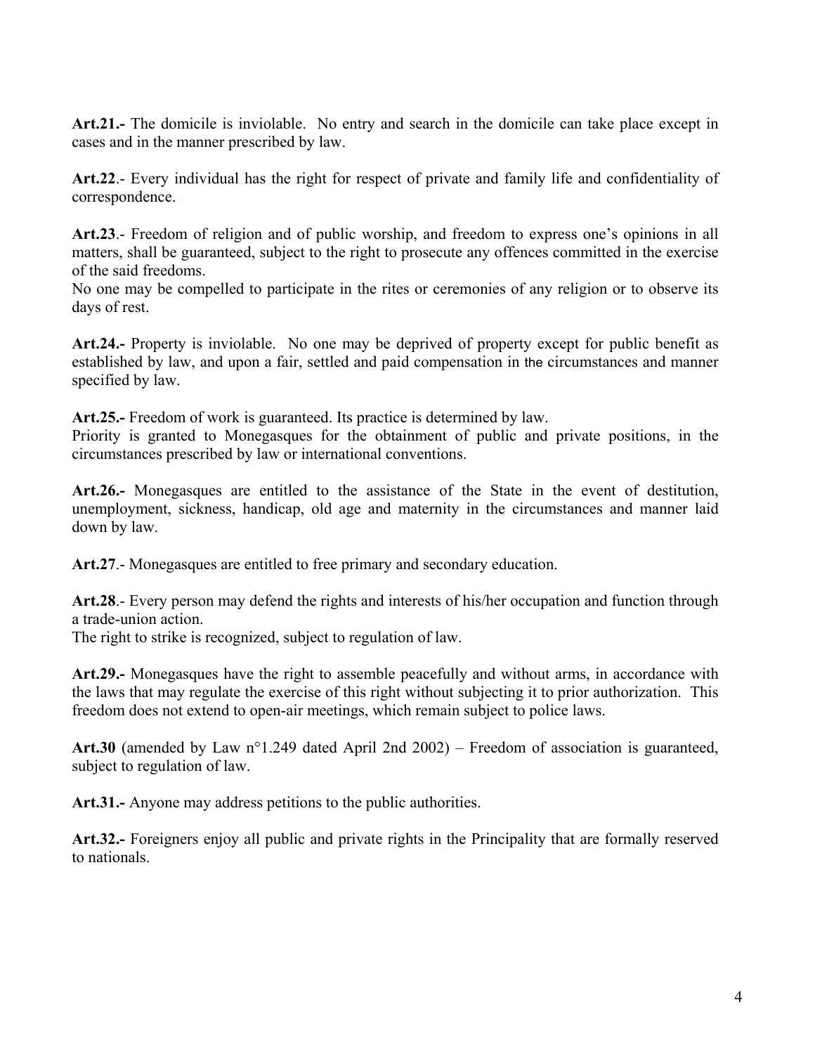**Art.21.-** The domicile is inviolable. No entry and search in the domicile can take place except in cases and in the manner prescribed by law.

**Art.22**.- Every individual has the right for respect of private and family life and confidentiality of correspondence.

**Art.23**.- Freedom of religion and of public worship, and freedom to express one's opinions in all matters, shall be guaranteed, subject to the right to prosecute any offences committed in the exercise of the said freedoms.
No one may be compelled to participate in the rites or ceremonies of any religion or to observe its days of rest.

**Art.24.-** Property is inviolable. No one may be deprived of property except for public benefit as established by law, and upon a fair, settled and paid compensation in the circumstances and manner specified by law.

**Art.25.-** Freedom of work is guaranteed. Its practice is determined by law.
Priority is granted to Monegasques for the obtainment of public and private positions, in the circumstances prescribed by law or international conventions.

**Art.26.-** Monegasques are entitled to the assistance of the State in the event of destitution, unemployment, sickness, handicap, old age and maternity in the circumstances and manner laid down by law.

**Art.27**.- Monegasques are entitled to free primary and secondary education.

**Art.28**.- Every person may defend the rights and interests of his/her occupation and function through a trade-union action.
The right to strike is recognized, subject to regulation of law.

**Art.29.-** Monegasques have the right to assemble peacefully and without arms, in accordance with the laws that may regulate the exercise of this right without subjecting it to prior authorization. This freedom does not extend to open-air meetings, which remain subject to police laws.

**Art.30** (amended by Law n°1.249 dated April 2nd 2002) – Freedom of association is guaranteed, subject to regulation of law.

**Art.31.-** Anyone may address petitions to the public authorities.

**Art.32.-** Foreigners enjoy all public and private rights in the Principality that are formally reserved to nationals.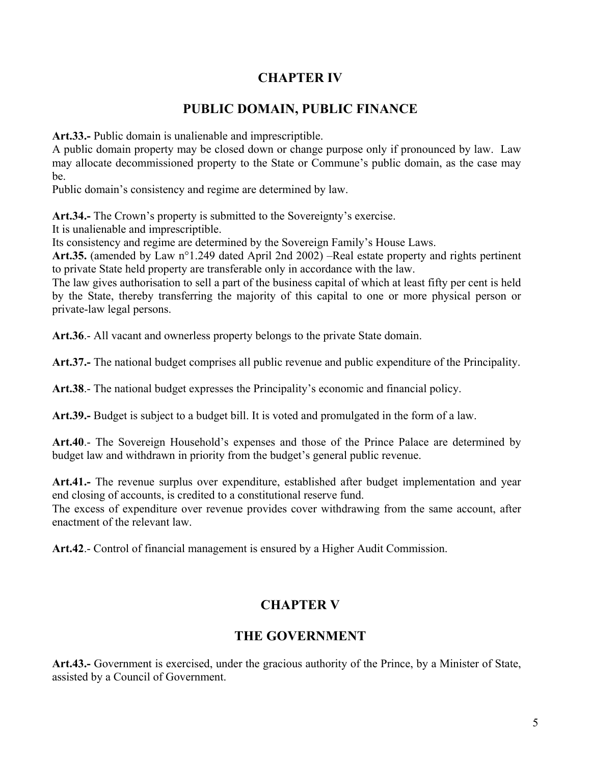## CHAPTER IV

## PUBLIC DOMAIN, PUBLIC FINANCE

**Art.33.-** Public domain is unalienable and imprescriptible.
A public domain property may be closed down or change purpose only if pronounced by law. Law may allocate decommissioned property to the State or Commune's public domain, as the case may be.
Public domain's consistency and regime are determined by law.

**Art.34.-** The Crown's property is submitted to the Sovereignty's exercise.
It is unalienable and imprescriptible.
Its consistency and regime are determined by the Sovereign Family's House Laws.
**Art.35.** (amended by Law n°1.249 dated April 2nd 2002) –Real estate property and rights pertinent to private State held property are transferable only in accordance with the law.
The law gives authorisation to sell a part of the business capital of which at least fifty per cent is held by the State, thereby transferring the majority of this capital to one or more physical person or private-law legal persons.

**Art.36**.- All vacant and ownerless property belongs to the private State domain.

**Art.37.-** The national budget comprises all public revenue and public expenditure of the Principality.

**Art.38**.- The national budget expresses the Principality's economic and financial policy.

**Art.39.-** Budget is subject to a budget bill. It is voted and promulgated in the form of a law.

**Art.40**.- The Sovereign Household's expenses and those of the Prince Palace are determined by budget law and withdrawn in priority from the budget's general public revenue.

**Art.41.-** The revenue surplus over expenditure, established after budget implementation and year end closing of accounts, is credited to a constitutional reserve fund.
The excess of expenditure over revenue provides cover withdrawing from the same account, after enactment of the relevant law.

**Art.42**.- Control of financial management is ensured by a Higher Audit Commission.

## CHAPTER V

## THE GOVERNMENT

**Art.43.-** Government is exercised, under the gracious authority of the Prince, by a Minister of State, assisted by a Council of Government.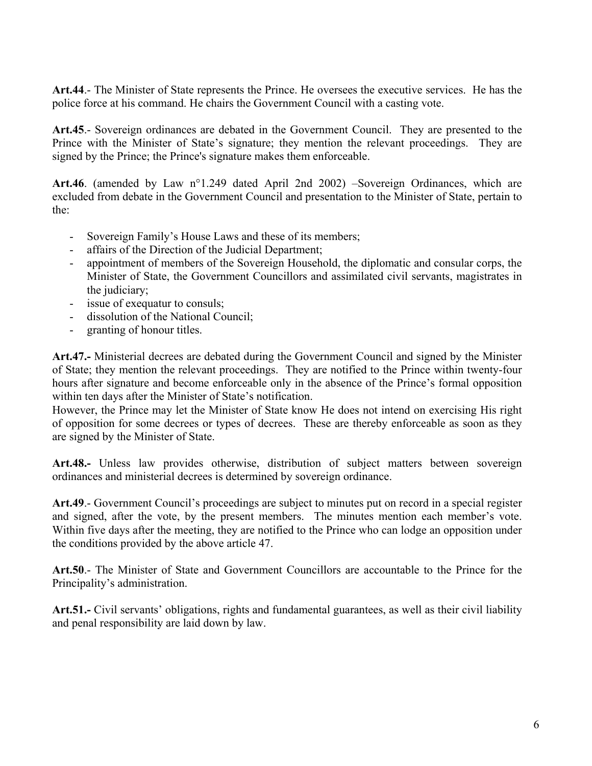**Art.44**.- The Minister of State represents the Prince. He oversees the executive services. He has the police force at his command. He chairs the Government Council with a casting vote.

**Art.45**.- Sovereign ordinances are debated in the Government Council. They are presented to the Prince with the Minister of State's signature; they mention the relevant proceedings. They are signed by the Prince; the Prince's signature makes them enforceable.

**Art.46**. (amended by Law n°1.249 dated April 2nd 2002) –Sovereign Ordinances, which are excluded from debate in the Government Council and presentation to the Minister of State, pertain to the:

- Sovereign Family's House Laws and these of its members;
- affairs of the Direction of the Judicial Department;
- appointment of members of the Sovereign Household, the diplomatic and consular corps, the Minister of State, the Government Councillors and assimilated civil servants, magistrates in the judiciary;
- issue of exequatur to consuls;
- dissolution of the National Council;
- granting of honour titles.

**Art.47.-** Ministerial decrees are debated during the Government Council and signed by the Minister of State; they mention the relevant proceedings. They are notified to the Prince within twenty-four hours after signature and become enforceable only in the absence of the Prince's formal opposition within ten days after the Minister of State's notification.
However, the Prince may let the Minister of State know He does not intend on exercising His right of opposition for some decrees or types of decrees. These are thereby enforceable as soon as they are signed by the Minister of State.

**Art.48.-** Unless law provides otherwise, distribution of subject matters between sovereign ordinances and ministerial decrees is determined by sovereign ordinance.

**Art.49**.- Government Council's proceedings are subject to minutes put on record in a special register and signed, after the vote, by the present members. The minutes mention each member's vote. Within five days after the meeting, they are notified to the Prince who can lodge an opposition under the conditions provided by the above article 47.

**Art.50**.- The Minister of State and Government Councillors are accountable to the Prince for the Principality's administration.

**Art.51.-** Civil servants' obligations, rights and fundamental guarantees, as well as their civil liability and penal responsibility are laid down by law.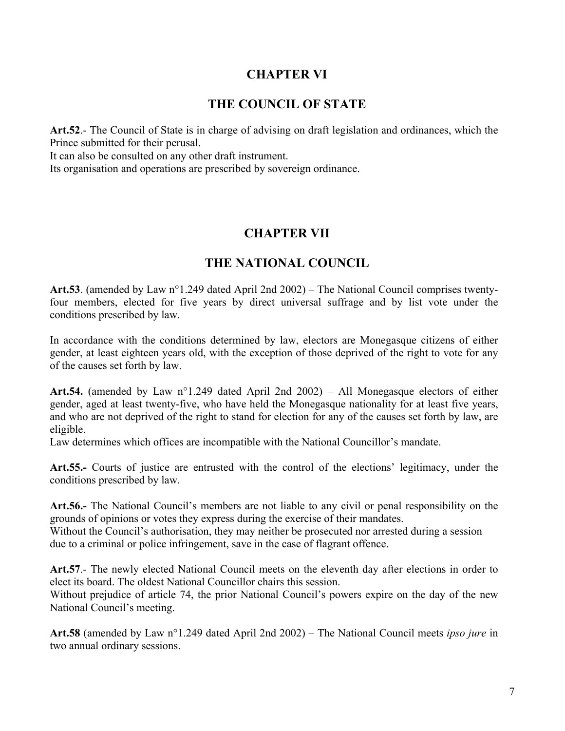## CHAPTER VI

## THE COUNCIL OF STATE

**Art.52**.- The Council of State is in charge of advising on draft legislation and ordinances, which the Prince submitted for their perusal.
It can also be consulted on any other draft instrument.
Its organisation and operations are prescribed by sovereign ordinance.

## CHAPTER VII

## THE NATIONAL COUNCIL

**Art.53**. (amended by Law n°1.249 dated April 2nd 2002) – The National Council comprises twenty-four members, elected for five years by direct universal suffrage and by list vote under the conditions prescribed by law.

In accordance with the conditions determined by law, electors are Monegasque citizens of either gender, at least eighteen years old, with the exception of those deprived of the right to vote for any of the causes set forth by law.

**Art.54.** (amended by Law n°1.249 dated April 2nd 2002) – All Monegasque electors of either gender, aged at least twenty-five, who have held the Monegasque nationality for at least five years, and who are not deprived of the right to stand for election for any of the causes set forth by law, are eligible.
Law determines which offices are incompatible with the National Councillor's mandate.

**Art.55.-** Courts of justice are entrusted with the control of the elections' legitimacy, under the conditions prescribed by law.

**Art.56.-** The National Council's members are not liable to any civil or penal responsibility on the grounds of opinions or votes they express during the exercise of their mandates.
Without the Council's authorisation, they may neither be prosecuted nor arrested during a session due to a criminal or police infringement, save in the case of flagrant offence.

**Art.57**.- The newly elected National Council meets on the eleventh day after elections in order to elect its board. The oldest National Councillor chairs this session.
Without prejudice of article 74, the prior National Council's powers expire on the day of the new National Council's meeting.

**Art.58** (amended by Law n°1.249 dated April 2nd 2002) – The National Council meets *ipso jure* in two annual ordinary sessions.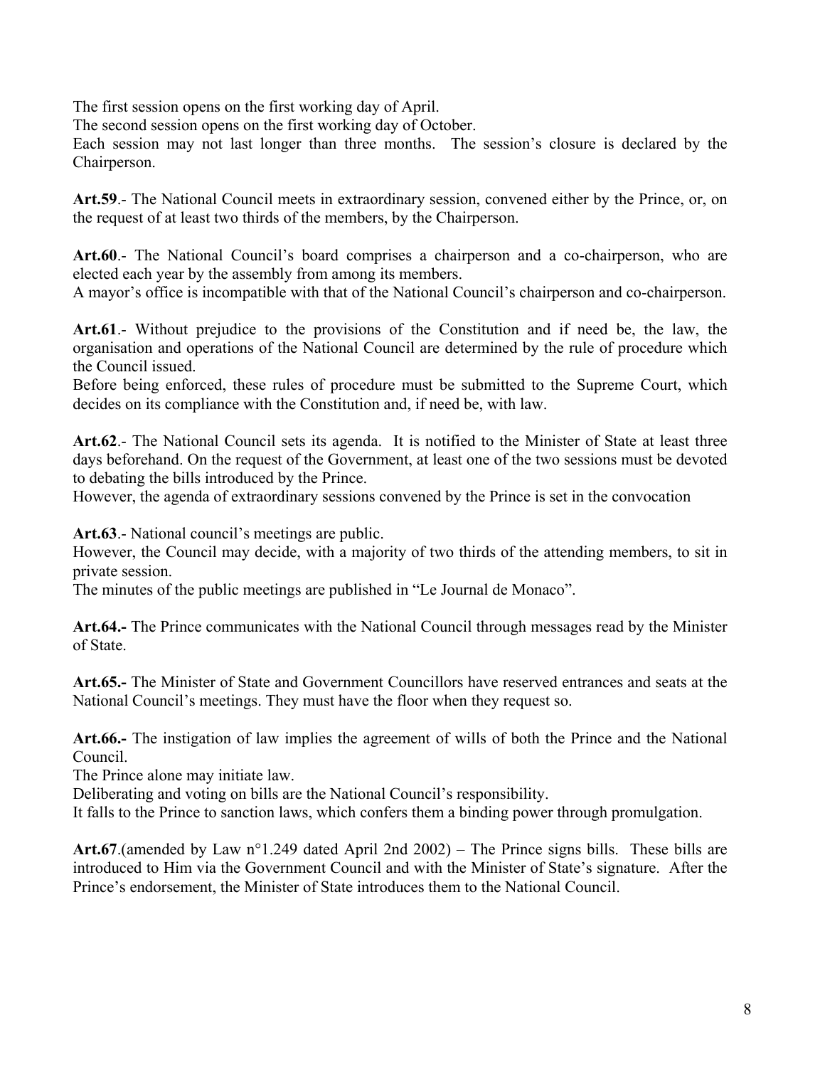The first session opens on the first working day of April.
The second session opens on the first working day of October.
Each session may not last longer than three months. The session's closure is declared by the Chairperson.

**Art.59**.- The National Council meets in extraordinary session, convened either by the Prince, or, on the request of at least two thirds of the members, by the Chairperson.

**Art.60**.- The National Council's board comprises a chairperson and a co-chairperson, who are elected each year by the assembly from among its members.
A mayor's office is incompatible with that of the National Council's chairperson and co-chairperson.

**Art.61**.- Without prejudice to the provisions of the Constitution and if need be, the law, the organisation and operations of the National Council are determined by the rule of procedure which the Council issued.
Before being enforced, these rules of procedure must be submitted to the Supreme Court, which decides on its compliance with the Constitution and, if need be, with law.

**Art.62**.- The National Council sets its agenda. It is notified to the Minister of State at least three days beforehand. On the request of the Government, at least one of the two sessions must be devoted to debating the bills introduced by the Prince.
However, the agenda of extraordinary sessions convened by the Prince is set in the convocation

**Art.63**.- National council's meetings are public.
However, the Council may decide, with a majority of two thirds of the attending members, to sit in private session.
The minutes of the public meetings are published in "Le Journal de Monaco".

**Art.64.-** The Prince communicates with the National Council through messages read by the Minister of State.

**Art.65.-** The Minister of State and Government Councillors have reserved entrances and seats at the National Council's meetings. They must have the floor when they request so.

**Art.66.-** The instigation of law implies the agreement of wills of both the Prince and the National Council.
The Prince alone may initiate law.
Deliberating and voting on bills are the National Council's responsibility.
It falls to the Prince to sanction laws, which confers them a binding power through promulgation.

**Art.67**.(amended by Law n°1.249 dated April 2nd 2002) – The Prince signs bills. These bills are introduced to Him via the Government Council and with the Minister of State's signature. After the Prince's endorsement, the Minister of State introduces them to the National Council.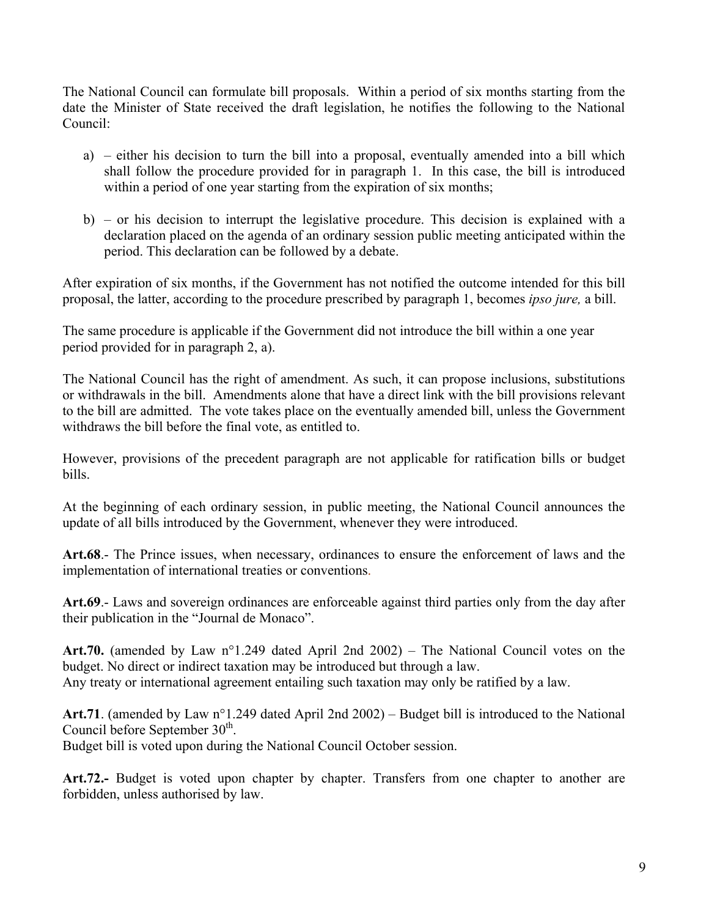The National Council can formulate bill proposals. Within a period of six months starting from the date the Minister of State received the draft legislation, he notifies the following to the National Council:

a) – either his decision to turn the bill into a proposal, eventually amended into a bill which shall follow the procedure provided for in paragraph 1. In this case, the bill is introduced within a period of one year starting from the expiration of six months;

b) – or his decision to interrupt the legislative procedure. This decision is explained with a declaration placed on the agenda of an ordinary session public meeting anticipated within the period. This declaration can be followed by a debate.

After expiration of six months, if the Government has not notified the outcome intended for this bill proposal, the latter, according to the procedure prescribed by paragraph 1, becomes *ipso jure,* a bill.

The same procedure is applicable if the Government did not introduce the bill within a one year period provided for in paragraph 2, a).

The National Council has the right of amendment. As such, it can propose inclusions, substitutions or withdrawals in the bill. Amendments alone that have a direct link with the bill provisions relevant to the bill are admitted. The vote takes place on the eventually amended bill, unless the Government withdraws the bill before the final vote, as entitled to.

However, provisions of the precedent paragraph are not applicable for ratification bills or budget bills.

At the beginning of each ordinary session, in public meeting, the National Council announces the update of all bills introduced by the Government, whenever they were introduced.

**Art.68**.- The Prince issues, when necessary, ordinances to ensure the enforcement of laws and the implementation of international treaties or conventions.

**Art.69**.- Laws and sovereign ordinances are enforceable against third parties only from the day after their publication in the "Journal de Monaco".

**Art.70.** (amended by Law n°1.249 dated April 2nd 2002) – The National Council votes on the budget. No direct or indirect taxation may be introduced but through a law.
Any treaty or international agreement entailing such taxation may only be ratified by a law.

**Art.71**. (amended by Law n°1.249 dated April 2nd 2002) – Budget bill is introduced to the National Council before September 30th.
Budget bill is voted upon during the National Council October session.

**Art.72.-** Budget is voted upon chapter by chapter. Transfers from one chapter to another are forbidden, unless authorised by law.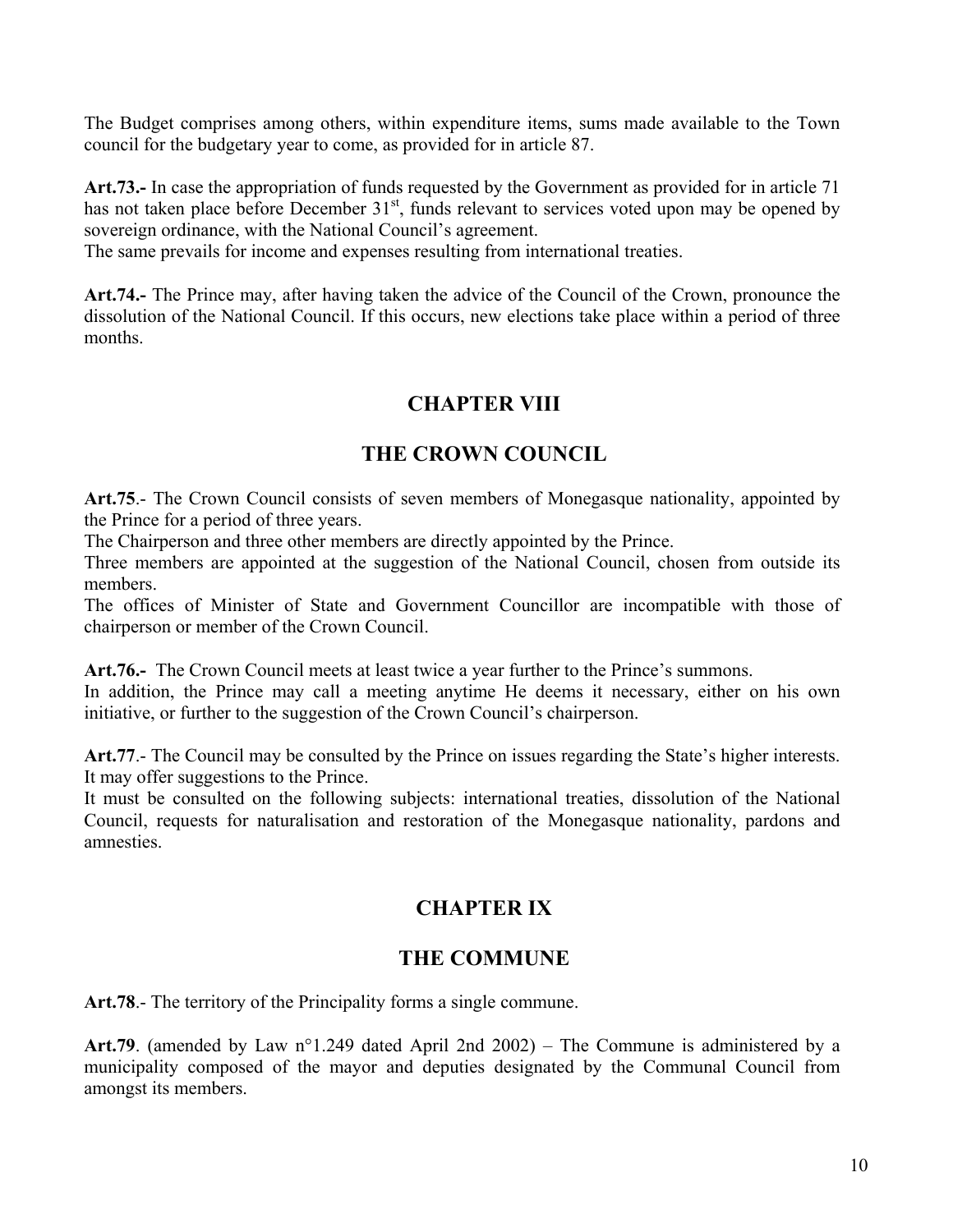The Budget comprises among others, within expenditure items, sums made available to the Town council for the budgetary year to come, as provided for in article 87.

**Art.73.-** In case the appropriation of funds requested by the Government as provided for in article 71 has not taken place before December 31st, funds relevant to services voted upon may be opened by sovereign ordinance, with the National Council's agreement.
The same prevails for income and expenses resulting from international treaties.

**Art.74.-** The Prince may, after having taken the advice of the Council of the Crown, pronounce the dissolution of the National Council. If this occurs, new elections take place within a period of three months.

## CHAPTER VIII

## THE CROWN COUNCIL

**Art.75**.- The Crown Council consists of seven members of Monegasque nationality, appointed by the Prince for a period of three years.
The Chairperson and three other members are directly appointed by the Prince.
Three members are appointed at the suggestion of the National Council, chosen from outside its members.
The offices of Minister of State and Government Councillor are incompatible with those of chairperson or member of the Crown Council.

**Art.76.-** The Crown Council meets at least twice a year further to the Prince's summons.
In addition, the Prince may call a meeting anytime He deems it necessary, either on his own initiative, or further to the suggestion of the Crown Council's chairperson.

**Art.77**.- The Council may be consulted by the Prince on issues regarding the State's higher interests. It may offer suggestions to the Prince.
It must be consulted on the following subjects: international treaties, dissolution of the National Council, requests for naturalisation and restoration of the Monegasque nationality, pardons and amnesties.

## CHAPTER IX

## THE COMMUNE

**Art.78**.- The territory of the Principality forms a single commune.

**Art.79**. (amended by Law n°1.249 dated April 2nd 2002) – The Commune is administered by a municipality composed of the mayor and deputies designated by the Communal Council from amongst its members.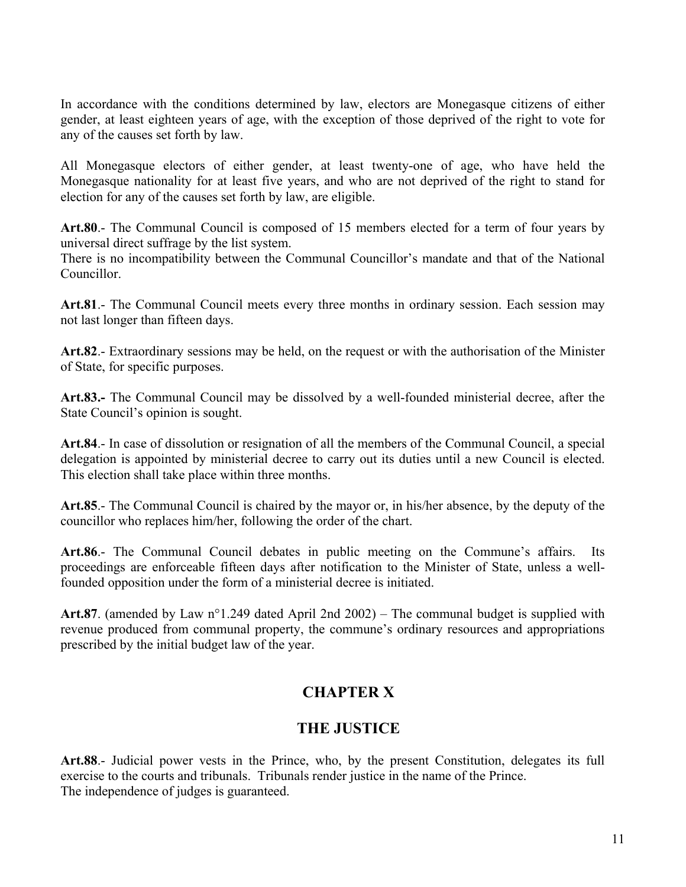In accordance with the conditions determined by law, electors are Monegasque citizens of either gender, at least eighteen years of age, with the exception of those deprived of the right to vote for any of the causes set forth by law.

All Monegasque electors of either gender, at least twenty-one of age, who have held the Monegasque nationality for at least five years, and who are not deprived of the right to stand for election for any of the causes set forth by law, are eligible.

**Art.80**.- The Communal Council is composed of 15 members elected for a term of four years by universal direct suffrage by the list system.
There is no incompatibility between the Communal Councillor's mandate and that of the National Councillor.

**Art.81**.- The Communal Council meets every three months in ordinary session. Each session may not last longer than fifteen days.

**Art.82**.- Extraordinary sessions may be held, on the request or with the authorisation of the Minister of State, for specific purposes.

**Art.83.-** The Communal Council may be dissolved by a well-founded ministerial decree, after the State Council's opinion is sought.

**Art.84**.- In case of dissolution or resignation of all the members of the Communal Council, a special delegation is appointed by ministerial decree to carry out its duties until a new Council is elected. This election shall take place within three months.

**Art.85**.- The Communal Council is chaired by the mayor or, in his/her absence, by the deputy of the councillor who replaces him/her, following the order of the chart.

**Art.86**.- The Communal Council debates in public meeting on the Commune's affairs. Its proceedings are enforceable fifteen days after notification to the Minister of State, unless a well-founded opposition under the form of a ministerial decree is initiated.

**Art.87**. (amended by Law n°1.249 dated April 2nd 2002) – The communal budget is supplied with revenue produced from communal property, the commune's ordinary resources and appropriations prescribed by the initial budget law of the year.

## CHAPTER X

## THE JUSTICE

**Art.88**.- Judicial power vests in the Prince, who, by the present Constitution, delegates its full exercise to the courts and tribunals. Tribunals render justice in the name of the Prince.
The independence of judges is guaranteed.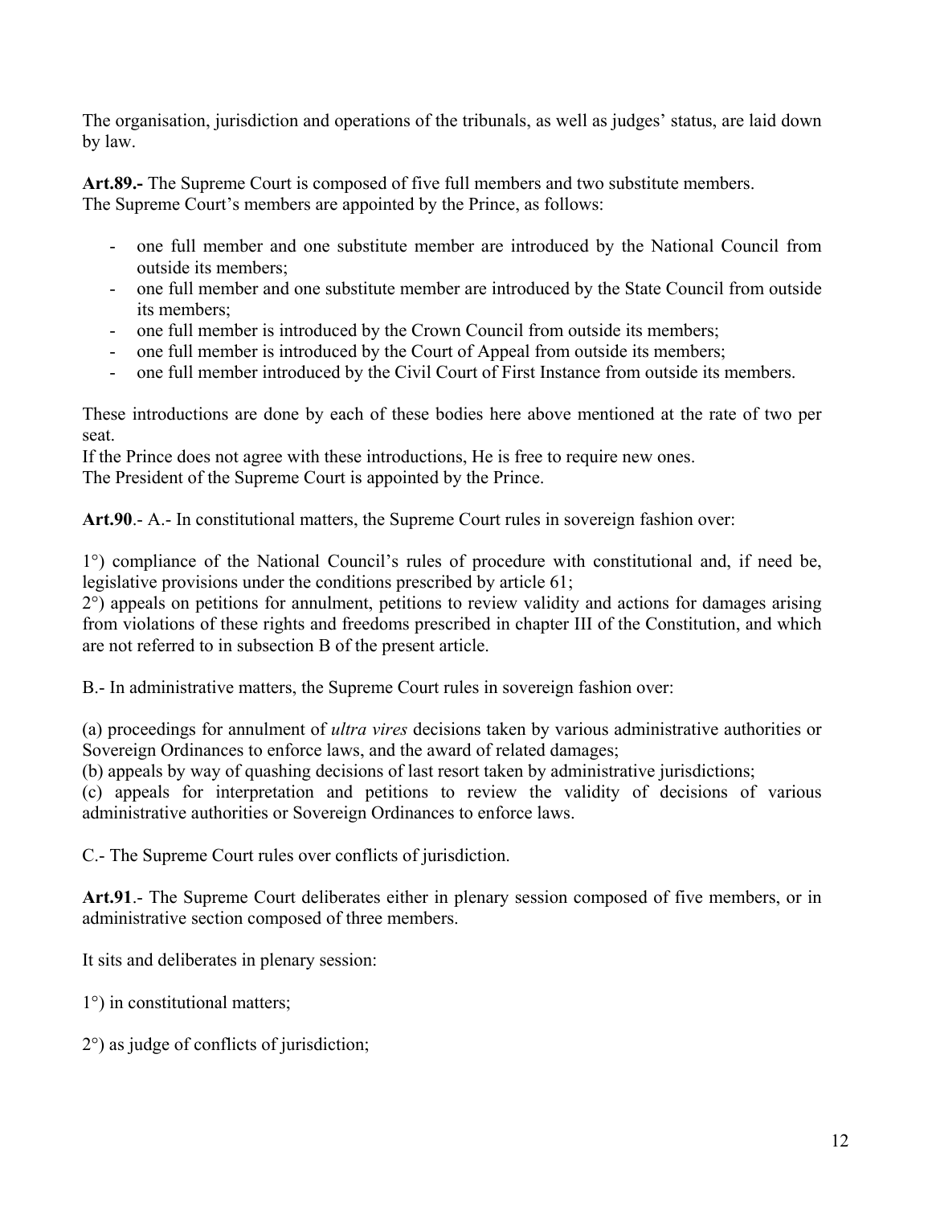The organisation, jurisdiction and operations of the tribunals, as well as judges' status, are laid down by law.

**Art.89.-** The Supreme Court is composed of five full members and two substitute members.
The Supreme Court's members are appointed by the Prince, as follows:

- one full member and one substitute member are introduced by the National Council from outside its members;
- one full member and one substitute member are introduced by the State Council from outside its members;
- one full member is introduced by the Crown Council from outside its members;
- one full member is introduced by the Court of Appeal from outside its members;
- one full member introduced by the Civil Court of First Instance from outside its members.

These introductions are done by each of these bodies here above mentioned at the rate of two per seat.
If the Prince does not agree with these introductions, He is free to require new ones.
The President of the Supreme Court is appointed by the Prince.

**Art.90**.- A.- In constitutional matters, the Supreme Court rules in sovereign fashion over:

1°) compliance of the National Council's rules of procedure with constitutional and, if need be, legislative provisions under the conditions prescribed by article 61;
2°) appeals on petitions for annulment, petitions to review validity and actions for damages arising from violations of these rights and freedoms prescribed in chapter III of the Constitution, and which are not referred to in subsection B of the present article.

B.- In administrative matters, the Supreme Court rules in sovereign fashion over:

(a) proceedings for annulment of *ultra vires* decisions taken by various administrative authorities or Sovereign Ordinances to enforce laws, and the award of related damages;
(b) appeals by way of quashing decisions of last resort taken by administrative jurisdictions;
(c) appeals for interpretation and petitions to review the validity of decisions of various administrative authorities or Sovereign Ordinances to enforce laws.

C.- The Supreme Court rules over conflicts of jurisdiction.

**Art.91**.- The Supreme Court deliberates either in plenary session composed of five members, or in administrative section composed of three members.

It sits and deliberates in plenary session:

1°) in constitutional matters;

2°) as judge of conflicts of jurisdiction;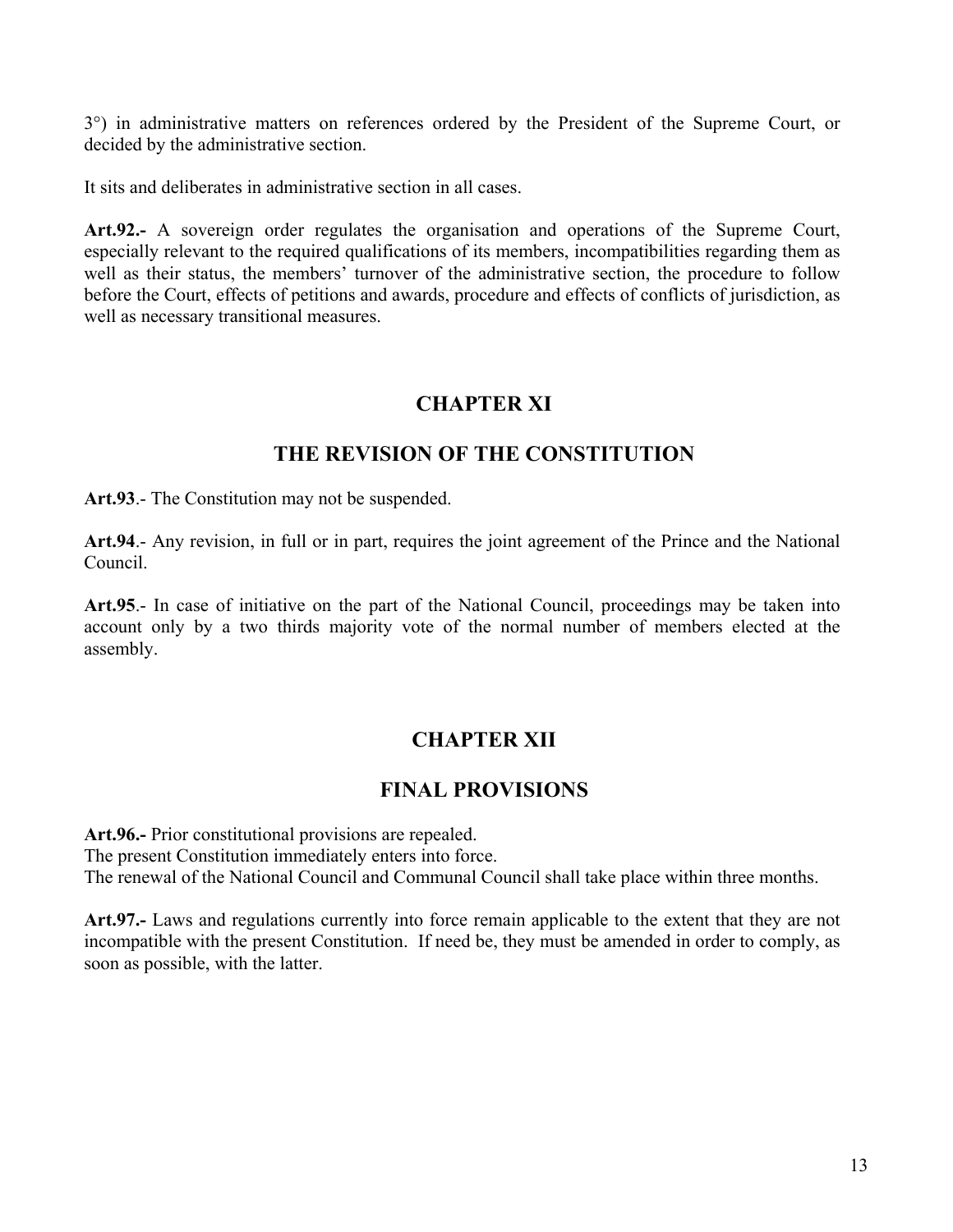3°) in administrative matters on references ordered by the President of the Supreme Court, or decided by the administrative section.

It sits and deliberates in administrative section in all cases.

**Art.92.-** A sovereign order regulates the organisation and operations of the Supreme Court, especially relevant to the required qualifications of its members, incompatibilities regarding them as well as their status, the members' turnover of the administrative section, the procedure to follow before the Court, effects of petitions and awards, procedure and effects of conflicts of jurisdiction, as well as necessary transitional measures.

## CHAPTER XI

## THE REVISION OF THE CONSTITUTION

**Art.93**.- The Constitution may not be suspended.

**Art.94**.- Any revision, in full or in part, requires the joint agreement of the Prince and the National Council.

**Art.95**.- In case of initiative on the part of the National Council, proceedings may be taken into account only by a two thirds majority vote of the normal number of members elected at the assembly.

## CHAPTER XII

## FINAL PROVISIONS

**Art.96.-** Prior constitutional provisions are repealed.
The present Constitution immediately enters into force.
The renewal of the National Council and Communal Council shall take place within three months.

**Art.97.-** Laws and regulations currently into force remain applicable to the extent that they are not incompatible with the present Constitution. If need be, they must be amended in order to comply, as soon as possible, with the latter.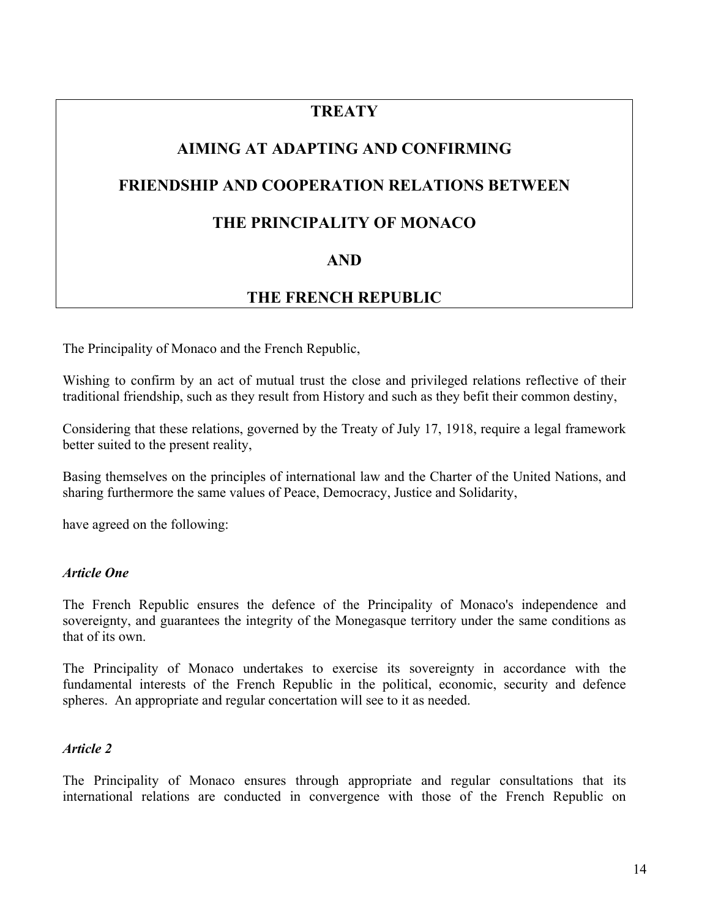# TREATY

## AIMING AT ADAPTING AND CONFIRMING

## FRIENDSHIP AND COOPERATION RELATIONS BETWEEN

## THE PRINCIPALITY OF MONACO

## AND

## THE FRENCH REPUBLIC

The Principality of Monaco and the French Republic,

Wishing to confirm by an act of mutual trust the close and privileged relations reflective of their traditional friendship, such as they result from History and such as they befit their common destiny,

Considering that these relations, governed by the Treaty of July 17, 1918, require a legal framework better suited to the present reality,

Basing themselves on the principles of international law and the Charter of the United Nations, and sharing furthermore the same values of Peace, Democracy, Justice and Solidarity,

have agreed on the following:

***Article One***

The French Republic ensures the defence of the Principality of Monaco's independence and sovereignty, and guarantees the integrity of the Monegasque territory under the same conditions as that of its own.

The Principality of Monaco undertakes to exercise its sovereignty in accordance with the fundamental interests of the French Republic in the political, economic, security and defence spheres. An appropriate and regular concertation will see to it as needed.

***Article 2***

The Principality of Monaco ensures through appropriate and regular consultations that its international relations are conducted in convergence with those of the French Republic on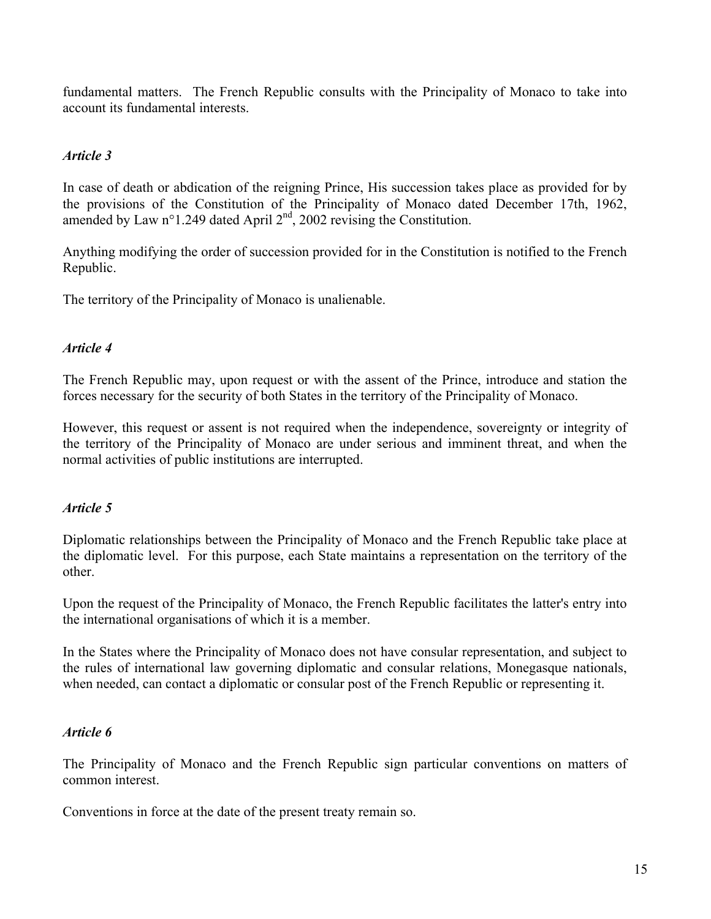fundamental matters. The French Republic consults with the Principality of Monaco to take into account its fundamental interests.

*Article 3*

In case of death or abdication of the reigning Prince, His succession takes place as provided for by the provisions of the Constitution of the Principality of Monaco dated December 17th, 1962, amended by Law n°1.249 dated April 2nd, 2002 revising the Constitution.

Anything modifying the order of succession provided for in the Constitution is notified to the French Republic.

The territory of the Principality of Monaco is unalienable.

*Article 4*

The French Republic may, upon request or with the assent of the Prince, introduce and station the forces necessary for the security of both States in the territory of the Principality of Monaco.

However, this request or assent is not required when the independence, sovereignty or integrity of the territory of the Principality of Monaco are under serious and imminent threat, and when the normal activities of public institutions are interrupted.

*Article 5*

Diplomatic relationships between the Principality of Monaco and the French Republic take place at the diplomatic level. For this purpose, each State maintains a representation on the territory of the other.

Upon the request of the Principality of Monaco, the French Republic facilitates the latter's entry into the international organisations of which it is a member.

In the States where the Principality of Monaco does not have consular representation, and subject to the rules of international law governing diplomatic and consular relations, Monegasque nationals, when needed, can contact a diplomatic or consular post of the French Republic or representing it.

*Article 6*

The Principality of Monaco and the French Republic sign particular conventions on matters of common interest.

Conventions in force at the date of the present treaty remain so.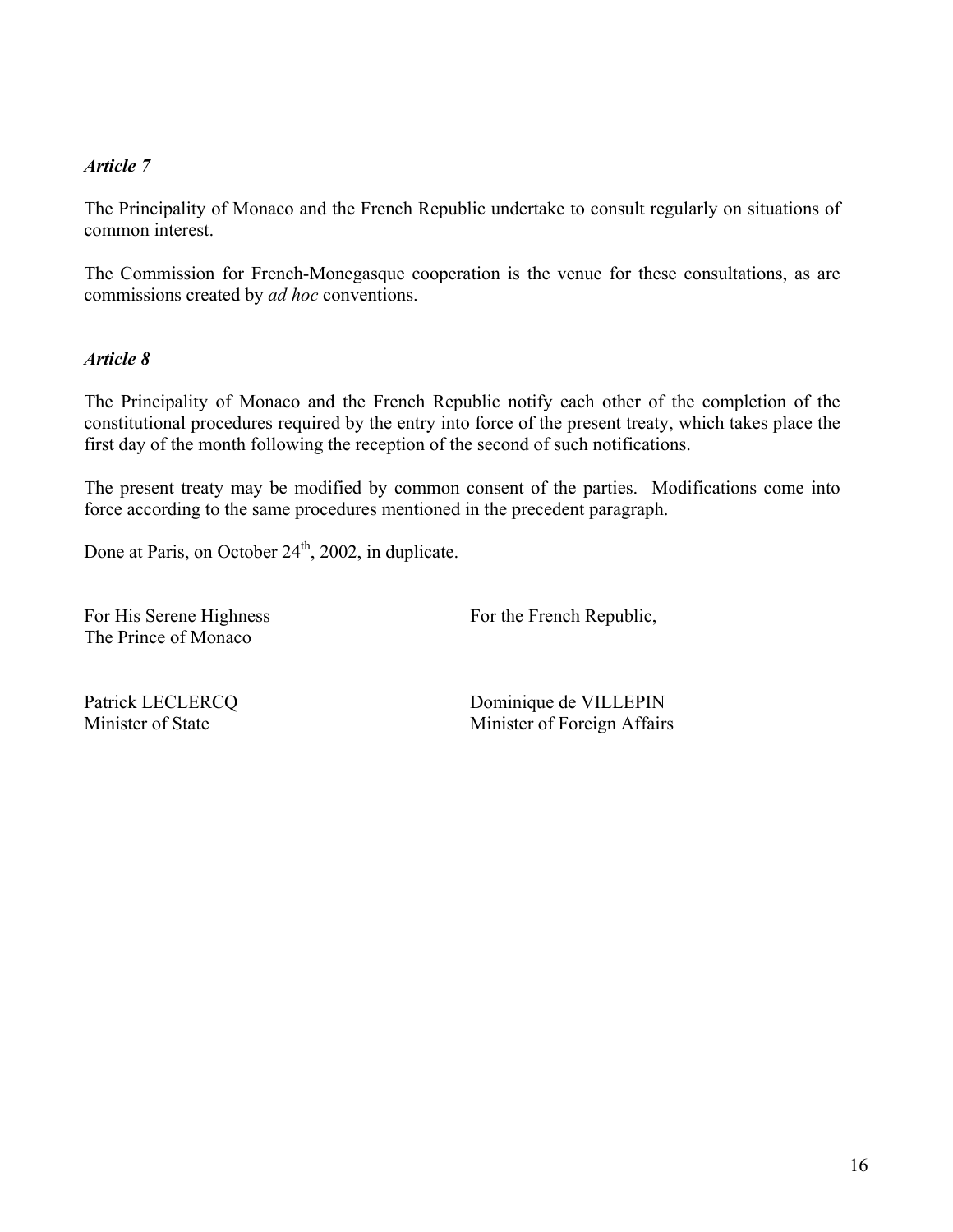### *Article 7*

The Principality of Monaco and the French Republic undertake to consult regularly on situations of common interest.

The Commission for French-Monegasque cooperation is the venue for these consultations, as are commissions created by *ad hoc* conventions.

### *Article 8*

The Principality of Monaco and the French Republic notify each other of the completion of the constitutional procedures required by the entry into force of the present treaty, which takes place the first day of the month following the reception of the second of such notifications.

The present treaty may be modified by common consent of the parties. Modifications come into force according to the same procedures mentioned in the precedent paragraph.

Done at Paris, on October 24th, 2002, in duplicate.

For His Serene Highness
The Prince of Monaco

Patrick LECLERCQ
Minister of State

For the French Republic,

Dominique de VILLEPIN
Minister of Foreign Affairs